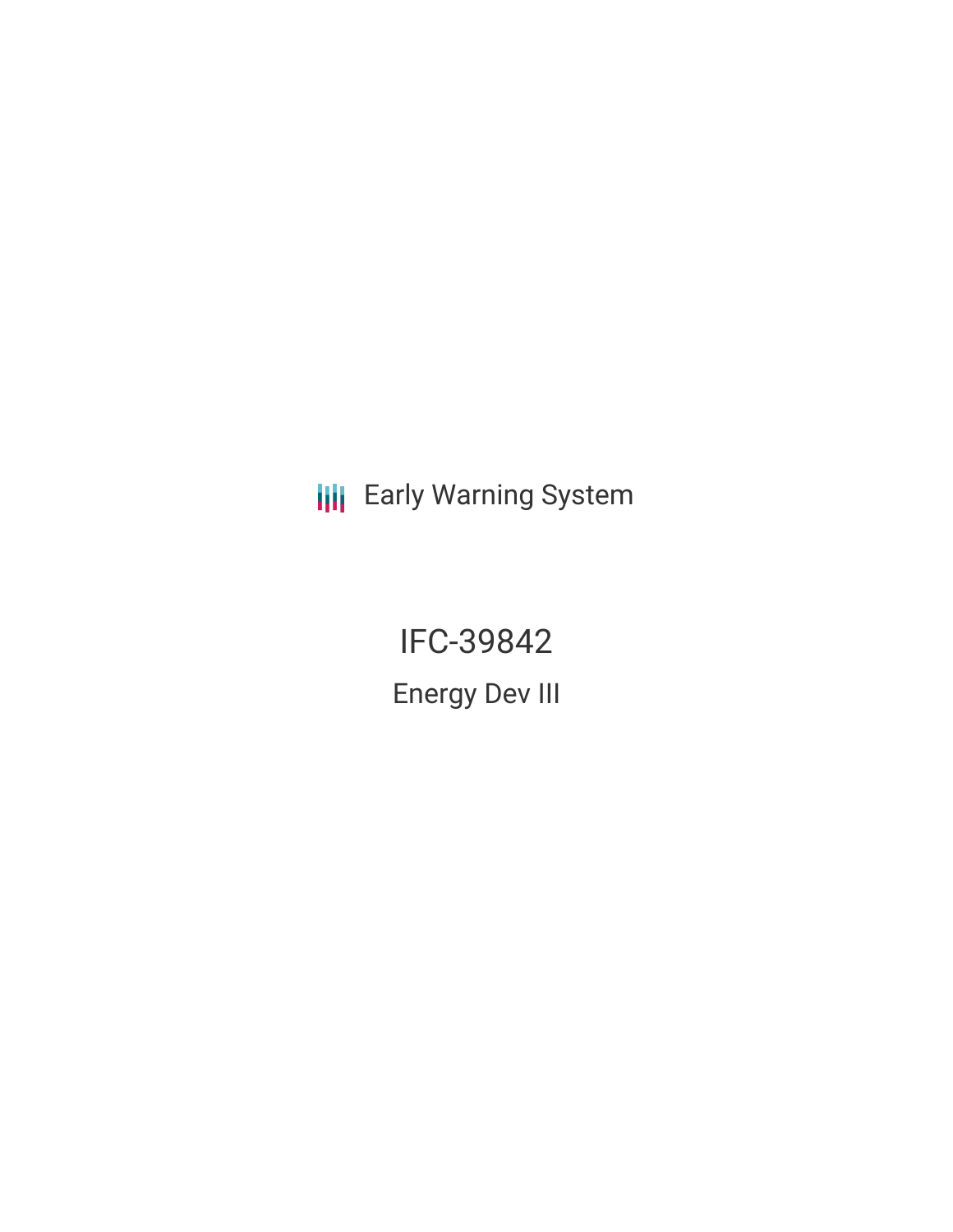Early Warning System

# IFC-39842

## Energy Dev III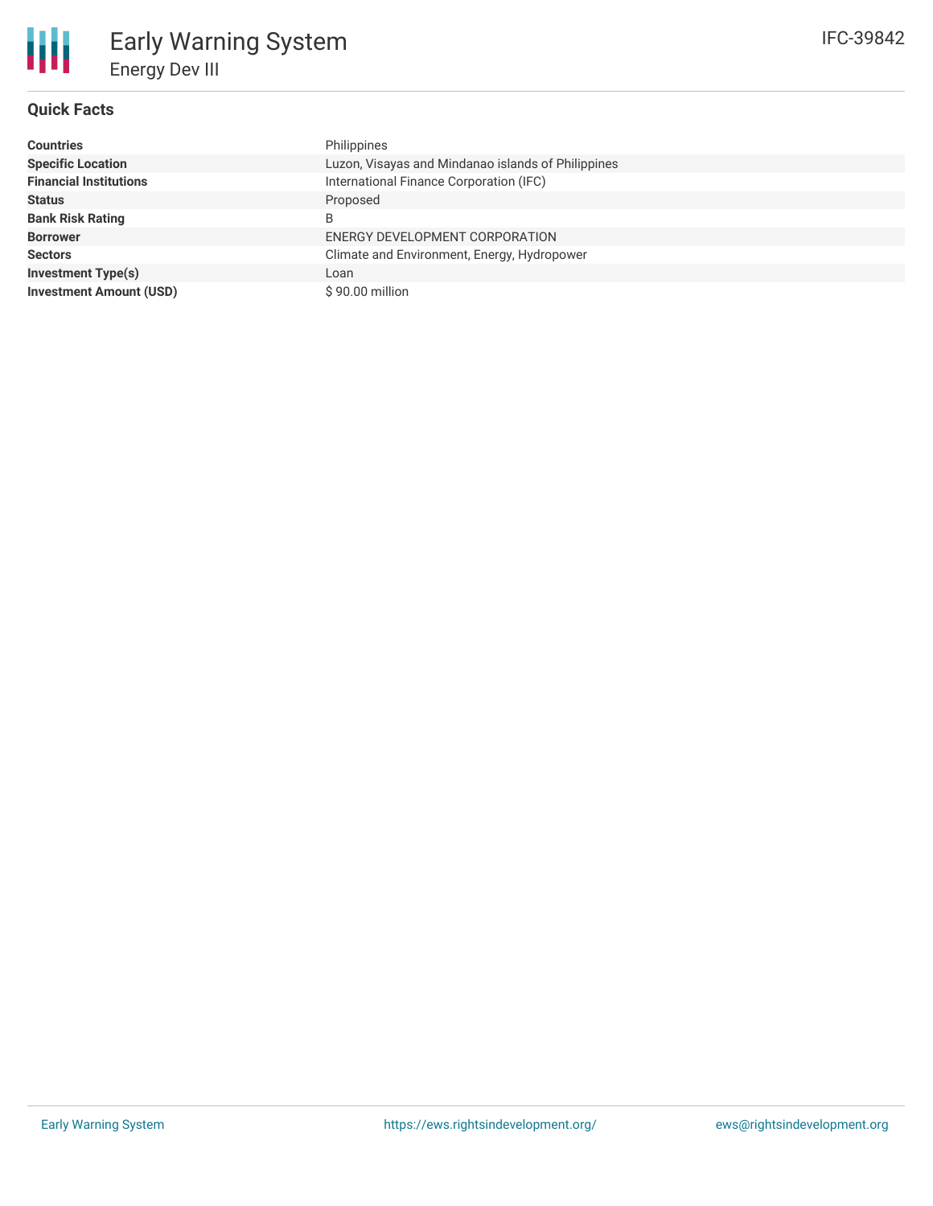# Early Warning System

## Energy Dev III

IFC-39842

### Quick Facts

| | |
|---|---|
| **Countries** | Philippines |
| **Specific Location** | Luzon, Visayas and Mindanao islands of Philippines |
| **Financial Institutions** | International Finance Corporation (IFC) |
| **Status** | Proposed |
| **Bank Risk Rating** | B |
| **Borrower** | ENERGY DEVELOPMENT CORPORATION |
| **Sectors** | Climate and Environment, Energy, Hydropower |
| **Investment Type(s)** | Loan |
| **Investment Amount (USD)** | $ 90.00 million |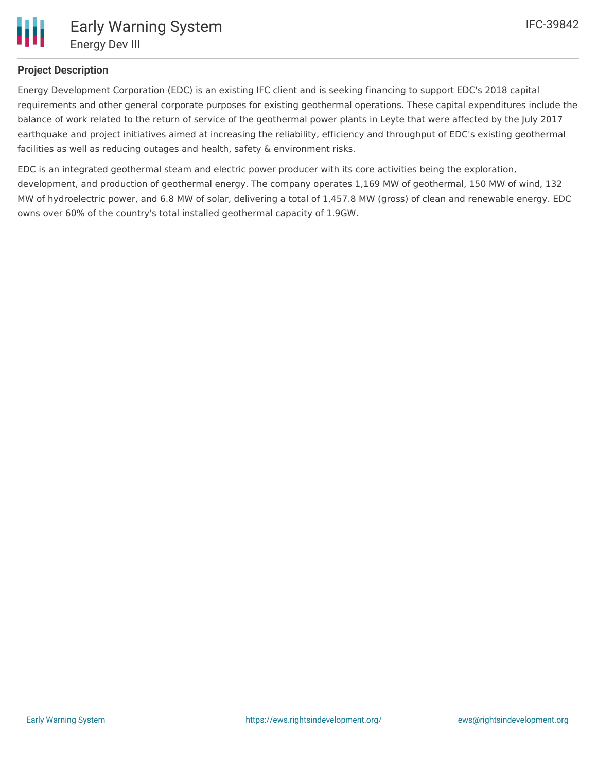## Project Description

Energy Development Corporation (EDC) is an existing IFC client and is seeking financing to support EDC's 2018 capital requirements and other general corporate purposes for existing geothermal operations. These capital expenditures include the balance of work related to the return of service of the geothermal power plants in Leyte that were affected by the July 2017 earthquake and project initiatives aimed at increasing the reliability, efficiency and throughput of EDC's existing geothermal facilities as well as reducing outages and health, safety & environment risks.

EDC is an integrated geothermal steam and electric power producer with its core activities being the exploration, development, and production of geothermal energy. The company operates 1,169 MW of geothermal, 150 MW of wind, 132 MW of hydroelectric power, and 6.8 MW of solar, delivering a total of 1,457.8 MW (gross) of clean and renewable energy. EDC owns over 60% of the country's total installed geothermal capacity of 1.9GW.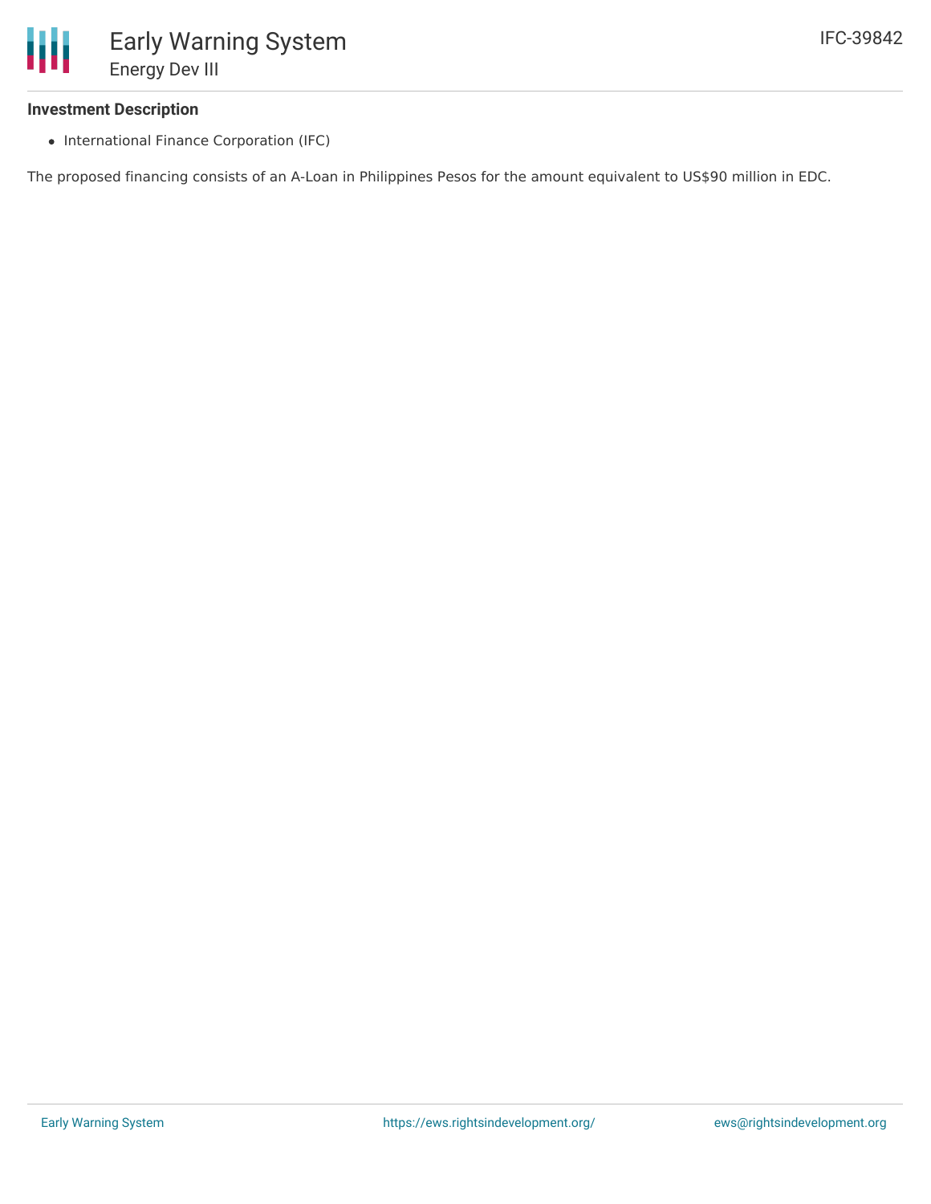### Investment Description

- International Finance Corporation (IFC)

The proposed financing consists of an A-Loan in Philippines Pesos for the amount equivalent to US$90 million in EDC.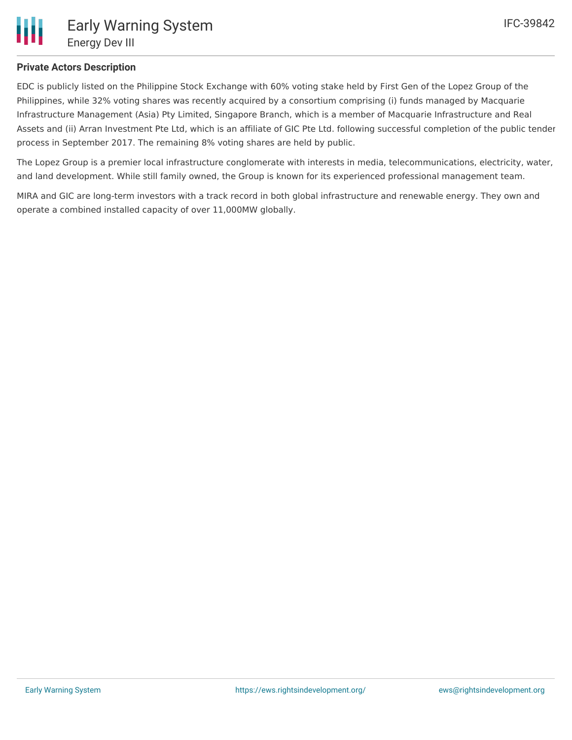**Private Actors Description**

EDC is publicly listed on the Philippine Stock Exchange with 60% voting stake held by First Gen of the Lopez Group of the Philippines, while 32% voting shares was recently acquired by a consortium comprising (i) funds managed by Macquarie Infrastructure Management (Asia) Pty Limited, Singapore Branch, which is a member of Macquarie Infrastructure and Real Assets and (ii) Arran Investment Pte Ltd, which is an affiliate of GIC Pte Ltd. following successful completion of the public tender process in September 2017. The remaining 8% voting shares are held by public.

The Lopez Group is a premier local infrastructure conglomerate with interests in media, telecommunications, electricity, water, and land development. While still family owned, the Group is known for its experienced professional management team.

MIRA and GIC are long-term investors with a track record in both global infrastructure and renewable energy. They own and operate a combined installed capacity of over 11,000MW globally.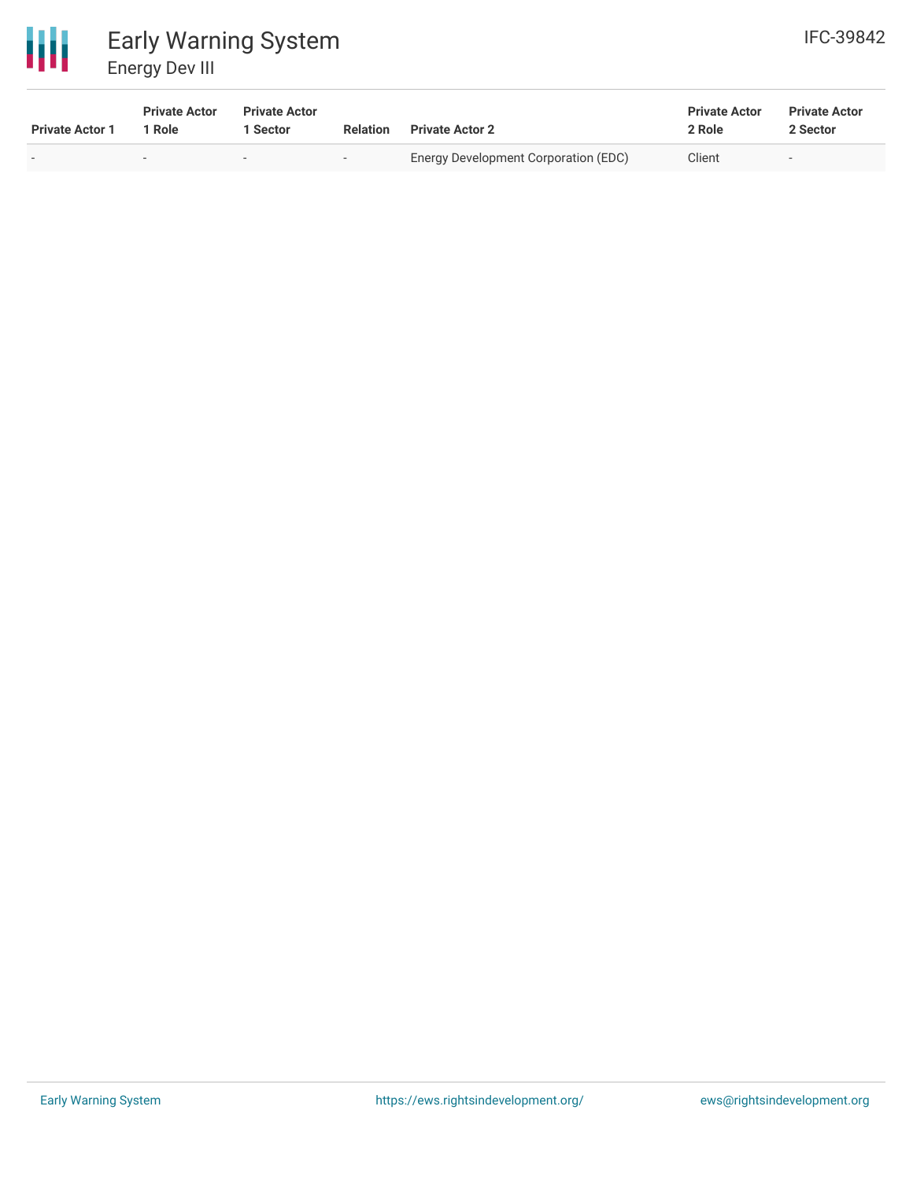| Private Actor 1 | Private Actor 1 Role | Private Actor 1 Sector | Relation | Private Actor 2 | Private Actor 2 Role | Private Actor 2 Sector |
|---|---|---|---|---|---|---|
| - | - | - | - | Energy Development Corporation (EDC) | Client | - |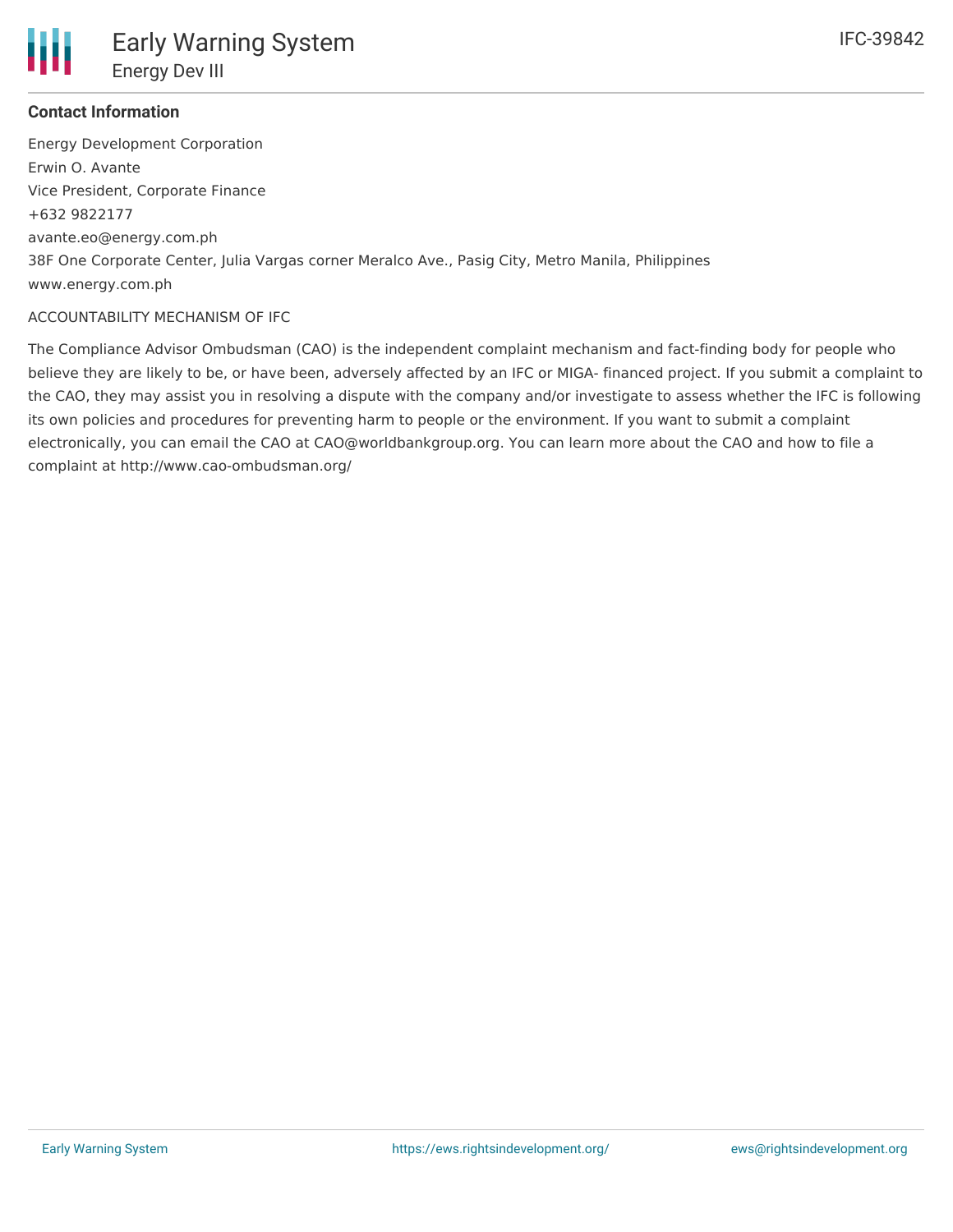**Contact Information**

Energy Development Corporation
Erwin O. Avante
Vice President, Corporate Finance
+632 9822177
avante.eo@energy.com.ph
38F One Corporate Center, Julia Vargas corner Meralco Ave., Pasig City, Metro Manila, Philippines
www.energy.com.ph

ACCOUNTABILITY MECHANISM OF IFC

The Compliance Advisor Ombudsman (CAO) is the independent complaint mechanism and fact-finding body for people who believe they are likely to be, or have been, adversely affected by an IFC or MIGA- financed project. If you submit a complaint to the CAO, they may assist you in resolving a dispute with the company and/or investigate to assess whether the IFC is following its own policies and procedures for preventing harm to people or the environment. If you want to submit a complaint electronically, you can email the CAO at CAO@worldbankgroup.org. You can learn more about the CAO and how to file a complaint at http://www.cao-ombudsman.org/